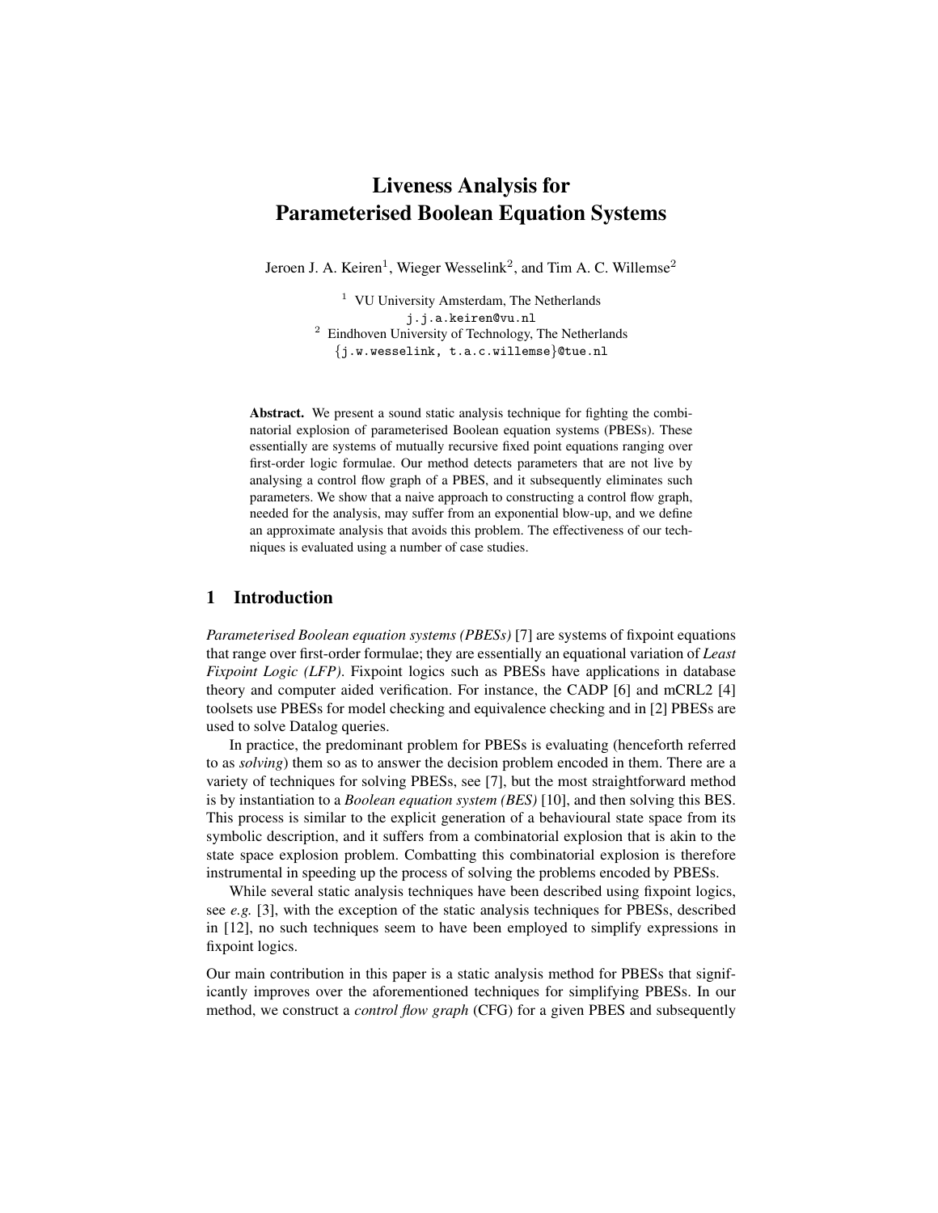# Liveness Analysis for Parameterised Boolean Equation Systems

Jeroen J. A. Keiren[1], Wieger Wesselink[2], and Tim A. C. Willemse[2]

[1] VU University Amsterdam, The Netherlands
j.j.a.keiren@vu.nl
[2] Eindhoven University of Technology, The Netherlands
{j.w.wesselink, t.a.c.willemse}@tue.nl

**Abstract.** We present a sound static analysis technique for fighting the combinatorial explosion of parameterised Boolean equation systems (PBESs). These essentially are systems of mutually recursive fixed point equations ranging over first-order logic formulae. Our method detects parameters that are not live by analysing a control flow graph of a PBES, and it subsequently eliminates such parameters. We show that a naive approach to constructing a control flow graph, needed for the analysis, may suffer from an exponential blow-up, and we define an approximate analysis that avoids this problem. The effectiveness of our techniques is evaluated using a number of case studies.

## 1 Introduction

*Parameterised Boolean equation systems (PBESs)* [7] are systems of fixpoint equations that range over first-order formulae; they are essentially an equational variation of *Least Fixpoint Logic (LFP)*. Fixpoint logics such as PBESs have applications in database theory and computer aided verification. For instance, the CADP [6] and mCRL2 [4] toolsets use PBESs for model checking and equivalence checking and in [2] PBESs are used to solve Datalog queries.

In practice, the predominant problem for PBESs is evaluating (henceforth referred to as *solving*) them so as to answer the decision problem encoded in them. There are a variety of techniques for solving PBESs, see [7], but the most straightforward method is by instantiation to a *Boolean equation system (BES)* [10], and then solving this BES. This process is similar to the explicit generation of a behavioural state space from its symbolic description, and it suffers from a combinatorial explosion that is akin to the state space explosion problem. Combatting this combinatorial explosion is therefore instrumental in speeding up the process of solving the problems encoded by PBESs.

While several static analysis techniques have been described using fixpoint logics, see *e.g.* [3], with the exception of the static analysis techniques for PBESs, described in [12], no such techniques seem to have been employed to simplify expressions in fixpoint logics.

Our main contribution in this paper is a static analysis method for PBESs that significantly improves over the aforementioned techniques for simplifying PBESs. In our method, we construct a *control flow graph* (CFG) for a given PBES and subsequently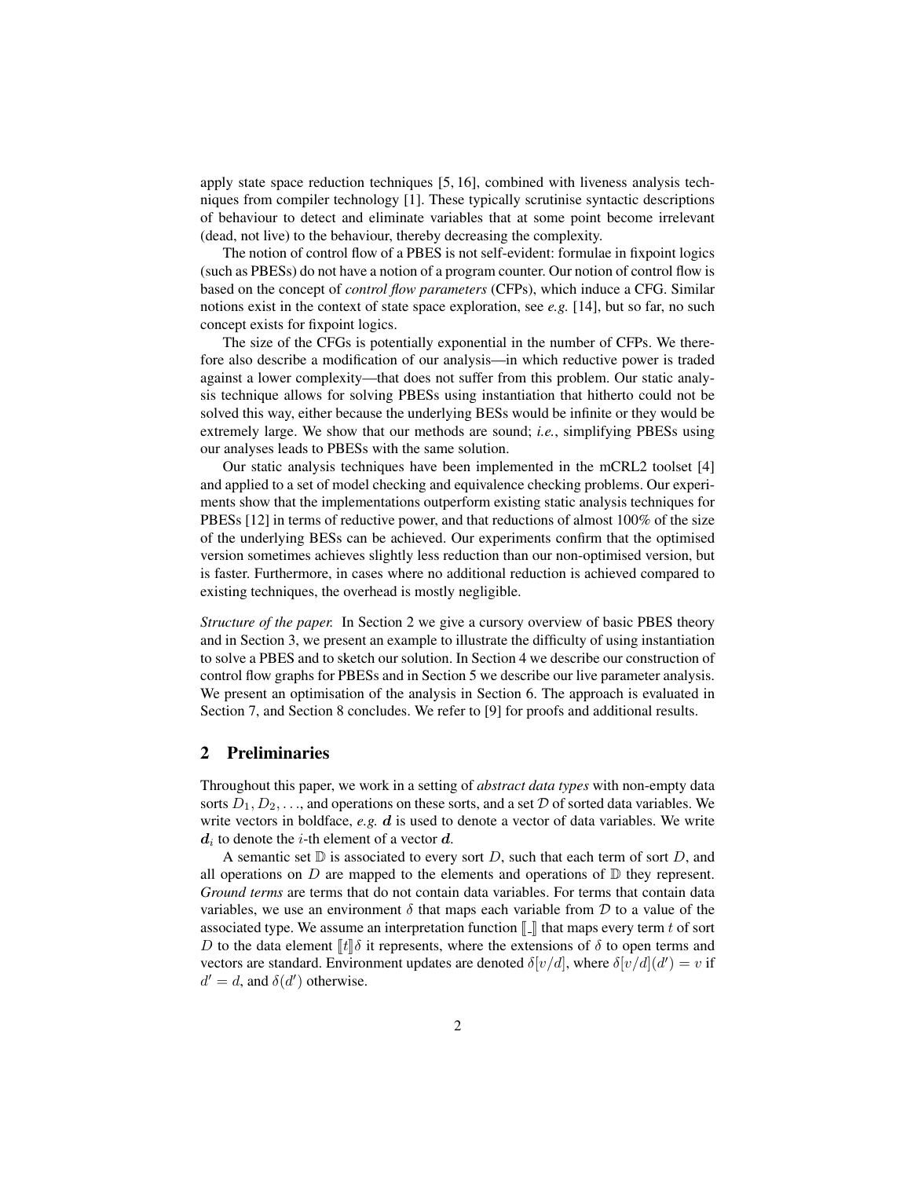apply state space reduction techniques [5, 16], combined with liveness analysis techniques from compiler technology [1]. These typically scrutinise syntactic descriptions of behaviour to detect and eliminate variables that at some point become irrelevant (dead, not live) to the behaviour, thereby decreasing the complexity.

The notion of control flow of a PBES is not self-evident: formulae in fixpoint logics (such as PBESs) do not have a notion of a program counter. Our notion of control flow is based on the concept of *control flow parameters* (CFPs), which induce a CFG. Similar notions exist in the context of state space exploration, see *e.g.* [14], but so far, no such concept exists for fixpoint logics.

The size of the CFGs is potentially exponential in the number of CFPs. We therefore also describe a modification of our analysis—in which reductive power is traded against a lower complexity—that does not suffer from this problem. Our static analysis technique allows for solving PBESs using instantiation that hitherto could not be solved this way, either because the underlying BESs would be infinite or they would be extremely large. We show that our methods are sound; *i.e.*, simplifying PBESs using our analyses leads to PBESs with the same solution.

Our static analysis techniques have been implemented in the mCRL2 toolset [4] and applied to a set of model checking and equivalence checking problems. Our experiments show that the implementations outperform existing static analysis techniques for PBESs [12] in terms of reductive power, and that reductions of almost 100% of the size of the underlying BESs can be achieved. Our experiments confirm that the optimised version sometimes achieves slightly less reduction than our non-optimised version, but is faster. Furthermore, in cases where no additional reduction is achieved compared to existing techniques, the overhead is mostly negligible.

*Structure of the paper.* In Section 2 we give a cursory overview of basic PBES theory and in Section 3, we present an example to illustrate the difficulty of using instantiation to solve a PBES and to sketch our solution. In Section 4 we describe our construction of control flow graphs for PBESs and in Section 5 we describe our live parameter analysis. We present an optimisation of the analysis in Section 6. The approach is evaluated in Section 7, and Section 8 concludes. We refer to [9] for proofs and additional results.

## 2 Preliminaries

Throughout this paper, we work in a setting of *abstract data types* with non-empty data sorts $D_1, D_2, \ldots$, and operations on these sorts, and a set $\mathcal{D}$ of sorted data variables. We write vectors in boldface, *e.g.* $\boldsymbol{d}$ is used to denote a vector of data variables. We write $\boldsymbol{d}_i$ to denote the $i$-th element of a vector $\boldsymbol{d}$.

A semantic set $\mathbb{D}$ is associated to every sort $D$, such that each term of sort $D$, and all operations on $D$ are mapped to the elements and operations of $\mathbb{D}$ they represent. *Ground terms* are terms that do not contain data variables. For terms that contain data variables, we use an environment $\delta$ that maps each variable from $\mathcal{D}$ to a value of the associated type. We assume an interpretation function $[\![\_]\!]$ that maps every term $t$ of sort $D$ to the data element $[\![t]\!]\delta$ it represents, where the extensions of $\delta$ to open terms and vectors are standard. Environment updates are denoted $\delta[v/d]$, where $\delta[v/d](d') = v$ if $d' = d$, and $\delta(d')$ otherwise.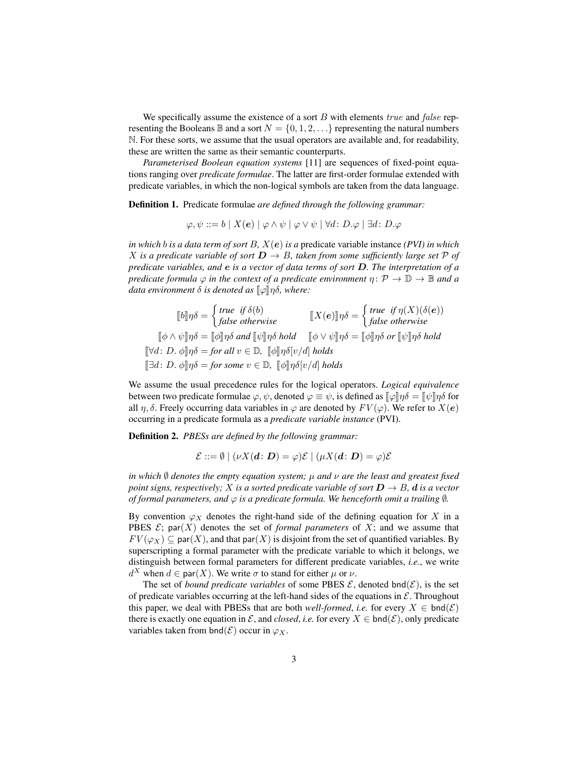We specifically assume the existence of a sort $B$ with elements $true$ and $false$ representing the Booleans $\mathbb{B}$ and a sort $N = \{0, 1, 2, \ldots\}$ representing the natural numbers $\mathbb{N}$. For these sorts, we assume that the usual operators are available and, for readability, these are written the same as their semantic counterparts.

*Parameterised Boolean equation systems* [11] are sequences of fixed-point equations ranging over *predicate formulae*. The latter are first-order formulae extended with predicate variables, in which the non-logical symbols are taken from the data language.

**Definition 1.** Predicate formulae *are defined through the following grammar:*

$$\varphi, \psi ::= b \mid X(\boldsymbol{e}) \mid \varphi \wedge \psi \mid \varphi \vee \psi \mid \forall d\colon D.\varphi \mid \exists d\colon D.\varphi$$

*in which $b$ is a data term of sort $B$, $X(\boldsymbol{e})$ is a* predicate variable instance *(PVI) in which $X$ is a predicate variable of sort $\boldsymbol{D} \rightarrow B$, taken from some sufficiently large set $\mathcal{P}$ of predicate variables, and $\boldsymbol{e}$ is a vector of data terms of sort $\boldsymbol{D}$. The interpretation of a predicate formula $\varphi$ in the context of a predicate environment $\eta\colon \mathcal{P} \rightarrow \mathbb{D} \rightarrow \mathbb{B}$ and a data environment $\delta$ is denoted as $[\![\varphi]\!]\eta\delta$, where:*

$$[\![b]\!]\eta\delta = \begin{cases} \textit{true} & \textit{if } \delta(b) \\ \textit{false} & \textit{otherwise} \end{cases} \qquad [\![X(\boldsymbol{e})]\!]\eta\delta = \begin{cases} \textit{true} & \textit{if } \eta(X)(\delta(\boldsymbol{e})) \\ \textit{false} & \textit{otherwise} \end{cases}$$

$$[\![\phi \wedge \psi]\!]\eta\delta = [\![\phi]\!]\eta\delta \textit{ and } [\![\psi]\!]\eta\delta \textit{ hold} \qquad [\![\phi \vee \psi]\!]\eta\delta = [\![\phi]\!]\eta\delta \textit{ or } [\![\psi]\!]\eta\delta \textit{ hold}$$

$$[\![\forall d\colon D.\ \phi]\!]\eta\delta = \textit{for all } v \in \mathbb{D},\ [\![\phi]\!]\eta\delta[v/d] \textit{ holds}$$

$$[\![\exists d\colon D.\ \phi]\!]\eta\delta = \textit{for some } v \in \mathbb{D},\ [\![\phi]\!]\eta\delta[v/d] \textit{ holds}$$

We assume the usual precedence rules for the logical operators. *Logical equivalence* between two predicate formulae $\varphi, \psi$, denoted $\varphi \equiv \psi$, is defined as $[\![\varphi]\!]\eta\delta = [\![\psi]\!]\eta\delta$ for all $\eta, \delta$. Freely occurring data variables in $\varphi$ are denoted by $FV(\varphi)$. We refer to $X(\boldsymbol{e})$ occurring in a predicate formula as a *predicate variable instance* (PVI).

**Definition 2.** *PBESs are defined by the following grammar:*

$$\mathcal{E} ::= \emptyset \mid (\nu X(\boldsymbol{d}\colon \boldsymbol{D}) = \varphi)\mathcal{E} \mid (\mu X(\boldsymbol{d}\colon \boldsymbol{D}) = \varphi)\mathcal{E}$$

*in which $\emptyset$ denotes the empty equation system; $\mu$ and $\nu$ are the least and greatest fixed point signs, respectively; $X$ is a sorted predicate variable of sort $\boldsymbol{D} \rightarrow B$, $\boldsymbol{d}$ is a vector of formal parameters, and $\varphi$ is a predicate formula. We henceforth omit a trailing $\emptyset$.*

By convention $\varphi_X$ denotes the right-hand side of the defining equation for $X$ in a PBES $\mathcal{E}$; $\mathsf{par}(X)$ denotes the set of *formal parameters* of $X$; and we assume that $FV(\varphi_X) \subseteq \mathsf{par}(X)$, and that $\mathsf{par}(X)$ is disjoint from the set of quantified variables. By superscripting a formal parameter with the predicate variable to which it belongs, we distinguish between formal parameters for different predicate variables, *i.e.*, we write $d^X$ when $d \in \mathsf{par}(X)$. We write $\sigma$ to stand for either $\mu$ or $\nu$.

The set of *bound predicate variables* of some PBES $\mathcal{E}$, denoted $\mathsf{bnd}(\mathcal{E})$, is the set of predicate variables occurring at the left-hand sides of the equations in $\mathcal{E}$. Throughout this paper, we deal with PBESs that are both *well-formed*, *i.e.* for every $X \in \mathsf{bnd}(\mathcal{E})$ there is exactly one equation in $\mathcal{E}$, and *closed*, *i.e.* for every $X \in \mathsf{bnd}(\mathcal{E})$, only predicate variables taken from $\mathsf{bnd}(\mathcal{E})$ occur in $\varphi_X$.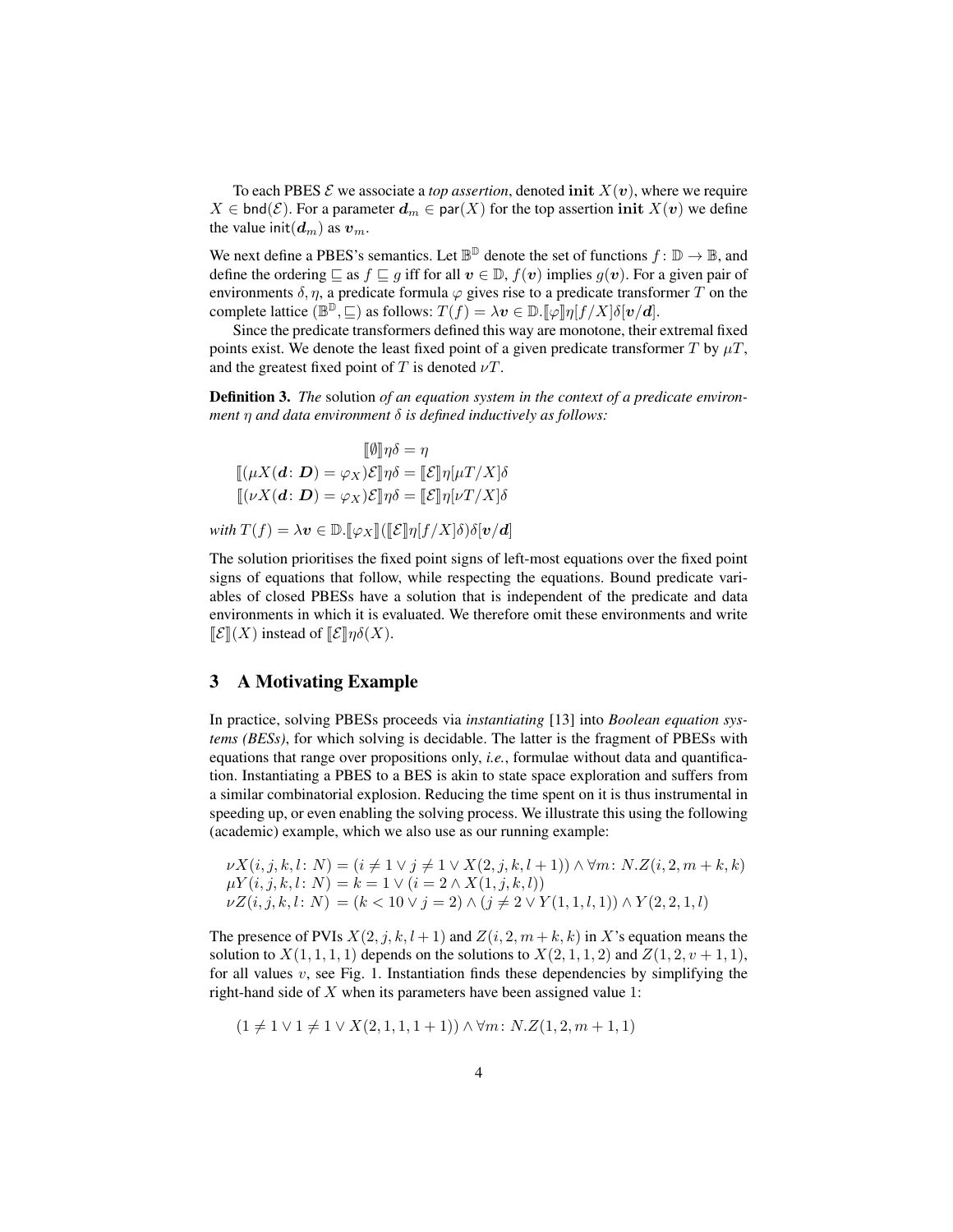To each PBES $\mathcal{E}$ we associate a *top assertion*, denoted $\mathbf{init}\ X(\boldsymbol{v})$, where we require $X \in \mathsf{bnd}(\mathcal{E})$. For a parameter $\boldsymbol{d}_m \in \mathsf{par}(X)$ for the top assertion $\mathbf{init}\ X(\boldsymbol{v})$ we define the value $\mathsf{init}(\boldsymbol{d}_m)$ as $\boldsymbol{v}_m$.

We next define a PBES's semantics. Let $\mathbb{B}^{\mathbb{D}}$ denote the set of functions $f\colon \mathbb{D} \to \mathbb{B}$, and define the ordering $\sqsubseteq$ as $f \sqsubseteq g$ iff for all $\boldsymbol{v} \in \mathbb{D}$, $f(\boldsymbol{v})$ implies $g(\boldsymbol{v})$. For a given pair of environments $\delta, \eta$, a predicate formula $\varphi$ gives rise to a predicate transformer $T$ on the complete lattice $(\mathbb{B}^{\mathbb{D}}, \sqsubseteq)$ as follows: $T(f) = \lambda \boldsymbol{v} \in \mathbb{D}. [\![\varphi]\!]\eta[f/X]\delta[\boldsymbol{v}/\boldsymbol{d}]$.

Since the predicate transformers defined this way are monotone, their extremal fixed points exist. We denote the least fixed point of a given predicate transformer $T$ by $\mu T$, and the greatest fixed point of $T$ is denoted $\nu T$.

**Definition 3.** *The* solution *of an equation system in the context of a predicate environment $\eta$ and data environment $\delta$ is defined inductively as follows:*

$$
\begin{aligned}
[\![\emptyset]\!]\eta\delta &= \eta \\
[\![(\mu X(\boldsymbol{d}\colon \boldsymbol{D}) = \varphi_X)\mathcal{E}]\!]\eta\delta &= [\![\mathcal{E}]\!]\eta[\mu T/X]\delta \\
[\![(\nu X(\boldsymbol{d}\colon \boldsymbol{D}) = \varphi_X)\mathcal{E}]\!]\eta\delta &= [\![\mathcal{E}]\!]\eta[\nu T/X]\delta
\end{aligned}
$$

*with* $T(f) = \lambda \boldsymbol{v} \in \mathbb{D}. [\![\varphi_X]\!]([\![\mathcal{E}]\!]\eta[f/X]\delta)\delta[\boldsymbol{v}/\boldsymbol{d}]$

The solution prioritises the fixed point signs of left-most equations over the fixed point signs of equations that follow, while respecting the equations. Bound predicate variables of closed PBESs have a solution that is independent of the predicate and data environments in which it is evaluated. We therefore omit these environments and write $[\![\mathcal{E}]\!](X)$ instead of $[\![\mathcal{E}]\!]\eta\delta(X)$.

## 3 A Motivating Example

In practice, solving PBESs proceeds via *instantiating* [13] into *Boolean equation systems (BESs)*, for which solving is decidable. The latter is the fragment of PBESs with equations that range over propositions only, *i.e.*, formulae without data and quantification. Instantiating a PBES to a BES is akin to state space exploration and suffers from a similar combinatorial explosion. Reducing the time spent on it is thus instrumental in speeding up, or even enabling the solving process. We illustrate this using the following (academic) example, which we also use as our running example:

$$
\begin{aligned}
&\nu X(i,j,k,l\colon N) = (i \neq 1 \vee j \neq 1 \vee X(2,j,k,l+1)) \wedge \forall m\colon N. Z(i,2,m+k,k) \\
&\mu Y(i,j,k,l\colon N) = k = 1 \vee (i = 2 \wedge X(1,j,k,l)) \\
&\nu Z(i,j,k,l\colon N) = (k < 10 \vee j = 2) \wedge (j \neq 2 \vee Y(1,1,l,1)) \wedge Y(2,2,1,l)
\end{aligned}
$$

The presence of PVIs $X(2,j,k,l+1)$ and $Z(i,2,m+k,k)$ in $X$'s equation means the solution to $X(1,1,1,1)$ depends on the solutions to $X(2,1,1,2)$ and $Z(1,2,v+1,1)$, for all values $v$, see Fig. 1. Instantiation finds these dependencies by simplifying the right-hand side of $X$ when its parameters have been assigned value 1:

$$
(1 \neq 1 \vee 1 \neq 1 \vee X(2,1,1,1+1)) \wedge \forall m\colon N. Z(1,2,m+1,1)
$$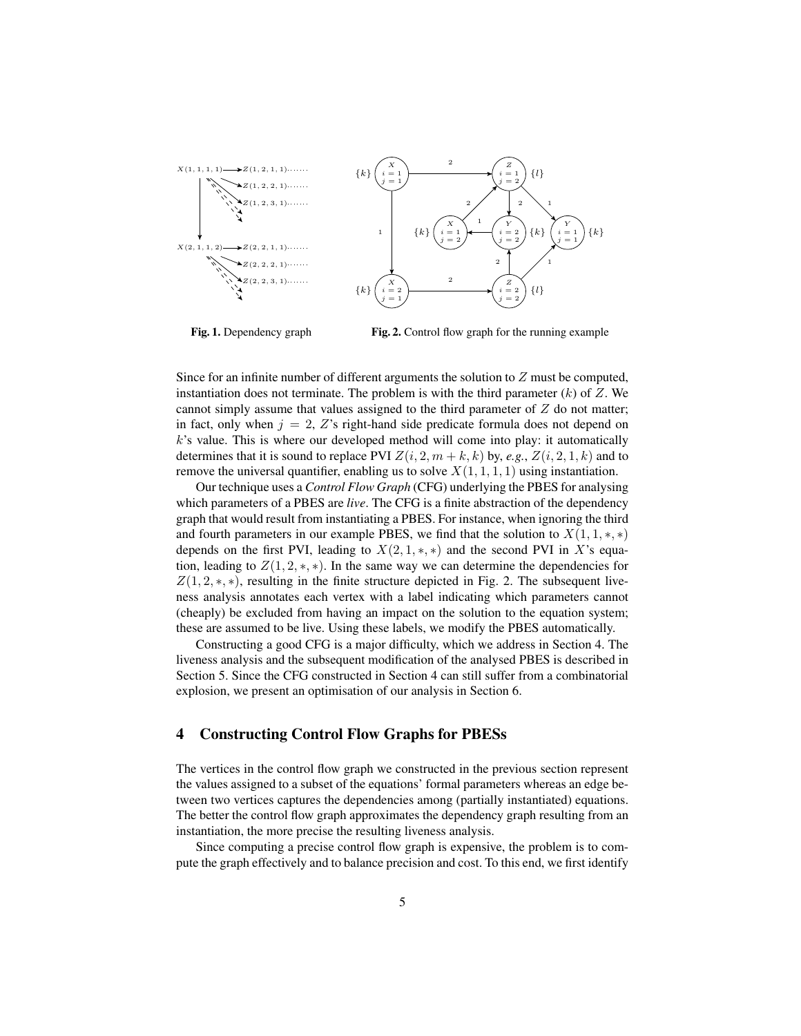Fig. 1. Dependency graph

Fig. 2. Control flow graph for the running example

Since for an infinite number of different arguments the solution to $Z$ must be computed, instantiation does not terminate. The problem is with the third parameter ($k$) of $Z$. We cannot simply assume that values assigned to the third parameter of $Z$ do not matter; in fact, only when $j = 2$, $Z$'s right-hand side predicate formula does not depend on $k$'s value. This is where our developed method will come into play: it automatically determines that it is sound to replace PVI $Z(i, 2, m + k, k)$ by, *e.g.*, $Z(i, 2, 1, k)$ and to remove the universal quantifier, enabling us to solve $X(1, 1, 1, 1)$ using instantiation.

Our technique uses a *Control Flow Graph* (CFG) underlying the PBES for analysing which parameters of a PBES are *live*. The CFG is a finite abstraction of the dependency graph that would result from instantiating a PBES. For instance, when ignoring the third and fourth parameters in our example PBES, we find that the solution to $X(1, 1, *, *)$ depends on the first PVI, leading to $X(2, 1, *, *)$ and the second PVI in $X$'s equation, leading to $Z(1, 2, *, *)$. In the same way we can determine the dependencies for $Z(1, 2, *, *)$, resulting in the finite structure depicted in Fig. 2. The subsequent liveness analysis annotates each vertex with a label indicating which parameters cannot (cheaply) be excluded from having an impact on the solution to the equation system; these are assumed to be live. Using these labels, we modify the PBES automatically.

Constructing a good CFG is a major difficulty, which we address in Section 4. The liveness analysis and the subsequent modification of the analysed PBES is described in Section 5. Since the CFG constructed in Section 4 can still suffer from a combinatorial explosion, we present an optimisation of our analysis in Section 6.

## 4 Constructing Control Flow Graphs for PBESs

The vertices in the control flow graph we constructed in the previous section represent the values assigned to a subset of the equations' formal parameters whereas an edge between two vertices captures the dependencies among (partially instantiated) equations. The better the control flow graph approximates the dependency graph resulting from an instantiation, the more precise the resulting liveness analysis.

Since computing a precise control flow graph is expensive, the problem is to compute the graph effectively and to balance precision and cost. To this end, we first identify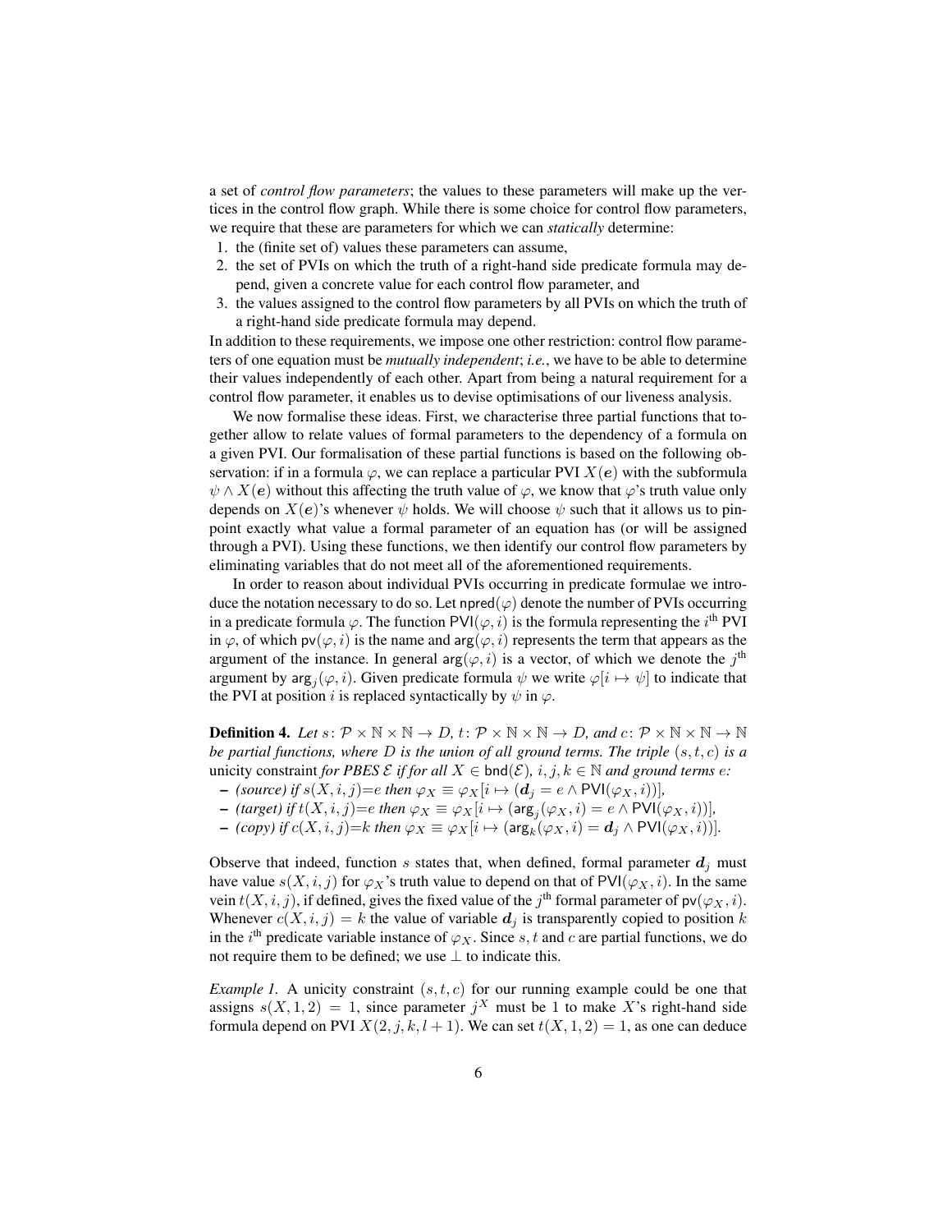a set of *control flow parameters*; the values to these parameters will make up the vertices in the control flow graph. While there is some choice for control flow parameters, we require that these are parameters for which we can *statically* determine:

1. the (finite set of) values these parameters can assume,
2. the set of PVIs on which the truth of a right-hand side predicate formula may depend, given a concrete value for each control flow parameter, and
3. the values assigned to the control flow parameters by all PVIs on which the truth of a right-hand side predicate formula may depend.

In addition to these requirements, we impose one other restriction: control flow parameters of one equation must be *mutually independent*; *i.e.*, we have to be able to determine their values independently of each other. Apart from being a natural requirement for a control flow parameter, it enables us to devise optimisations of our liveness analysis.

We now formalise these ideas. First, we characterise three partial functions that together allow to relate values of formal parameters to the dependency of a formula on a given PVI. Our formalisation of these partial functions is based on the following observation: if in a formula $\varphi$, we can replace a particular PVI $X(\boldsymbol{e})$ with the subformula $\psi \wedge X(\boldsymbol{e})$ without this affecting the truth value of $\varphi$, we know that $\varphi$'s truth value only depends on $X(\boldsymbol{e})$'s whenever $\psi$ holds. We will choose $\psi$ such that it allows us to pinpoint exactly what value a formal parameter of an equation has (or will be assigned through a PVI). Using these functions, we then identify our control flow parameters by eliminating variables that do not meet all of the aforementioned requirements.

In order to reason about individual PVIs occurring in predicate formulae we introduce the notation necessary to do so. Let $\mathsf{npred}(\varphi)$ denote the number of PVIs occurring in a predicate formula $\varphi$. The function $\mathsf{PVI}(\varphi, i)$ is the formula representing the $i^{\text{th}}$ PVI in $\varphi$, of which $\mathsf{pv}(\varphi, i)$ is the name and $\mathsf{arg}(\varphi, i)$ represents the term that appears as the argument of the instance. In general $\mathsf{arg}(\varphi, i)$ is a vector, of which we denote the $j^{\text{th}}$ argument by $\mathsf{arg}_j(\varphi, i)$. Given predicate formula $\psi$ we write $\varphi[i \mapsto \psi]$ to indicate that the PVI at position $i$ is replaced syntactically by $\psi$ in $\varphi$.

**Definition 4.** *Let $s\colon \mathcal{P} \times \mathbb{N} \times \mathbb{N} \to D$, $t\colon \mathcal{P} \times \mathbb{N} \times \mathbb{N} \to D$, and $c\colon \mathcal{P} \times \mathbb{N} \times \mathbb{N} \to \mathbb{N}$ be partial functions, where $D$ is the union of all ground terms. The triple $(s, t, c)$ is a* unicity constraint *for PBES $\mathcal{E}$ if for all $X \in \mathsf{bnd}(\mathcal{E})$, $i, j, k \in \mathbb{N}$ and ground terms $e$:*

- *(source) if $s(X, i, j){=}e$ then $\varphi_X \equiv \varphi_X[i \mapsto (\boldsymbol{d}_j = e \wedge \mathsf{PVI}(\varphi_X, i))]$,*
- *(target) if $t(X, i, j){=}e$ then $\varphi_X \equiv \varphi_X[i \mapsto (\mathsf{arg}_j(\varphi_X, i) = e \wedge \mathsf{PVI}(\varphi_X, i))]$,*
- *(copy) if $c(X, i, j){=}k$ then $\varphi_X \equiv \varphi_X[i \mapsto (\mathsf{arg}_k(\varphi_X, i) = \boldsymbol{d}_j \wedge \mathsf{PVI}(\varphi_X, i))]$.*

Observe that indeed, function $s$ states that, when defined, formal parameter $\boldsymbol{d}_j$ must have value $s(X, i, j)$ for $\varphi_X$'s truth value to depend on that of $\mathsf{PVI}(\varphi_X, i)$. In the same vein $t(X, i, j)$, if defined, gives the fixed value of the $j^{\text{th}}$ formal parameter of $\mathsf{pv}(\varphi_X, i)$. Whenever $c(X, i, j) = k$ the value of variable $\boldsymbol{d}_j$ is transparently copied to position $k$ in the $i^{\text{th}}$ predicate variable instance of $\varphi_X$. Since $s, t$ and $c$ are partial functions, we do not require them to be defined; we use $\bot$ to indicate this.

*Example 1.* A unicity constraint $(s, t, c)$ for our running example could be one that assigns $s(X, 1, 2) = 1$, since parameter $j^X$ must be 1 to make $X$'s right-hand side formula depend on PVI $X(2, j, k, l + 1)$. We can set $t(X, 1, 2) = 1$, as one can deduce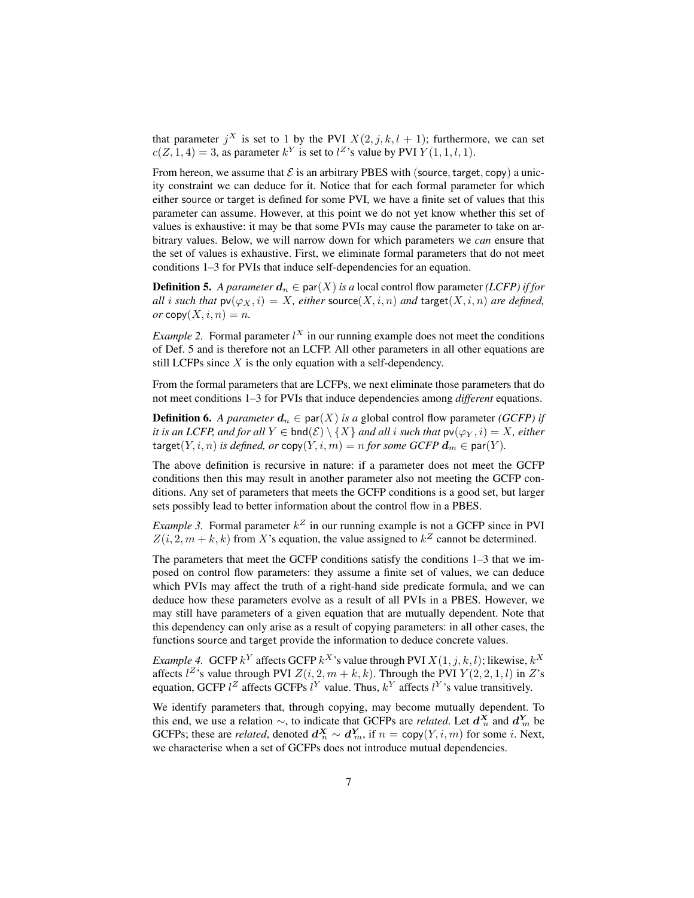that parameter $j^X$ is set to 1 by the PVI $X(2, j, k, l+1)$; furthermore, we can set $c(Z, 1, 4) = 3$, as parameter $k^Y$ is set to $l^Z$'s value by PVI $Y(1, 1, l, 1)$.

From hereon, we assume that $\mathcal{E}$ is an arbitrary PBES with $(\mathsf{source}, \mathsf{target}, \mathsf{copy})$ a unicity constraint we can deduce for it. Notice that for each formal parameter for which either $\mathsf{source}$ or $\mathsf{target}$ is defined for some PVI, we have a finite set of values that this parameter can assume. However, at this point we do not yet know whether this set of values is exhaustive: it may be that some PVIs may cause the parameter to take on arbitrary values. Below, we will narrow down for which parameters we *can* ensure that the set of values is exhaustive. First, we eliminate formal parameters that do not meet conditions 1–3 for PVIs that induce self-dependencies for an equation.

**Definition 5.** *A parameter $\boldsymbol{d}_n \in \mathsf{par}(X)$ is a* local control flow parameter *(LCFP) if for all $i$ such that $\mathsf{pv}(\varphi_X, i) = X$, either $\mathsf{source}(X, i, n)$ and $\mathsf{target}(X, i, n)$ are defined, or $\mathsf{copy}(X, i, n) = n$.*

*Example 2.* Formal parameter $l^X$ in our running example does not meet the conditions of Def. 5 and is therefore not an LCFP. All other parameters in all other equations are still LCFPs since $X$ is the only equation with a self-dependency.

From the formal parameters that are LCFPs, we next eliminate those parameters that do not meet conditions 1–3 for PVIs that induce dependencies among *different* equations.

**Definition 6.** *A parameter $\boldsymbol{d}_n \in \mathsf{par}(X)$ is a* global control flow parameter *(GCFP) if it is an LCFP, and for all $Y \in \mathsf{bnd}(\mathcal{E}) \setminus \{X\}$ and all $i$ such that $\mathsf{pv}(\varphi_Y, i) = X$, either $\mathsf{target}(Y, i, n)$ is defined, or $\mathsf{copy}(Y, i, m) = n$ for some GCFP $\boldsymbol{d}_m \in \mathsf{par}(Y)$.*

The above definition is recursive in nature: if a parameter does not meet the GCFP conditions then this may result in another parameter also not meeting the GCFP conditions. Any set of parameters that meets the GCFP conditions is a good set, but larger sets possibly lead to better information about the control flow in a PBES.

*Example 3.* Formal parameter $k^Z$ in our running example is not a GCFP since in PVI $Z(i, 2, m+k, k)$ from $X$'s equation, the value assigned to $k^Z$ cannot be determined.

The parameters that meet the GCFP conditions satisfy the conditions 1–3 that we imposed on control flow parameters: they assume a finite set of values, we can deduce which PVIs may affect the truth of a right-hand side predicate formula, and we can deduce how these parameters evolve as a result of all PVIs in a PBES. However, we may still have parameters of a given equation that are mutually dependent. Note that this dependency can only arise as a result of copying parameters: in all other cases, the functions $\mathsf{source}$ and $\mathsf{target}$ provide the information to deduce concrete values.

*Example 4.* GCFP $k^Y$ affects GCFP $k^X$'s value through PVI $X(1, j, k, l)$; likewise, $k^X$ affects $l^Z$'s value through PVI $Z(i, 2, m+k, k)$. Through the PVI $Y(2, 2, 1, l)$ in $Z$'s equation, GCFP $l^Z$ affects GCFPs $l^Y$ value. Thus, $k^Y$ affects $l^Y$'s value transitively.

We identify parameters that, through copying, may become mutually dependent. To this end, we use a relation $\sim$, to indicate that GCFPs are *related*. Let $\boldsymbol{d}^{\boldsymbol{X}}_n$ and $\boldsymbol{d}^{\boldsymbol{Y}}_m$ be GCFPs; these are *related*, denoted $\boldsymbol{d}^{\boldsymbol{X}}_n \sim \boldsymbol{d}^{\boldsymbol{Y}}_m$, if $n = \mathsf{copy}(Y, i, m)$ for some $i$. Next, we characterise when a set of GCFPs does not introduce mutual dependencies.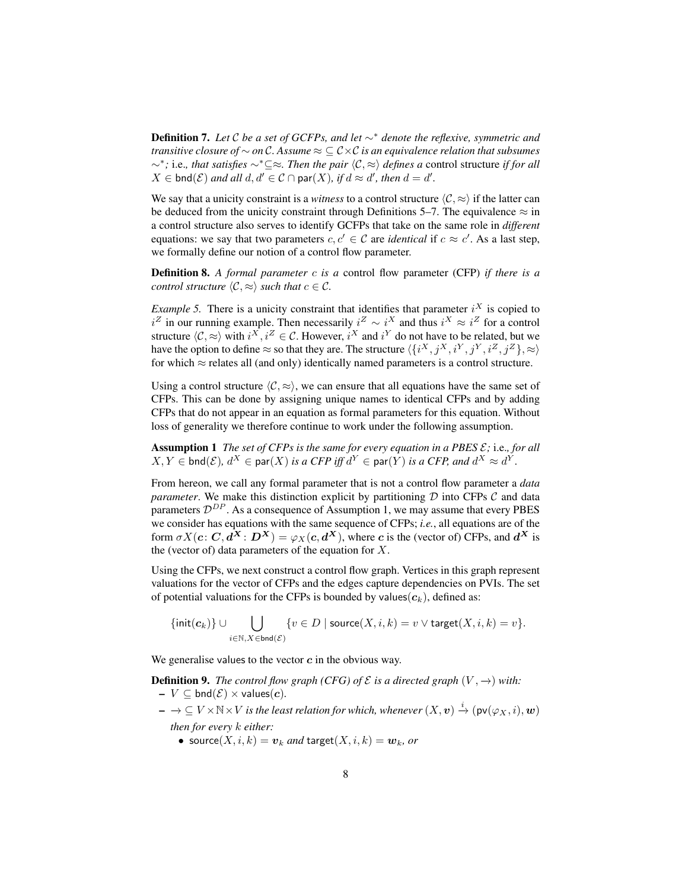**Definition 7.** *Let $\mathcal{C}$ be a set of GCFPs, and let $\sim^*$ denote the reflexive, symmetric and transitive closure of $\sim$ on $\mathcal{C}$. Assume $\approx \subseteq \mathcal{C} \times \mathcal{C}$ is an equivalence relation that subsumes $\sim^*$;* i.e.*, that satisfies $\sim^* \subseteq \approx$. Then the pair $\langle \mathcal{C}, \approx \rangle$ defines a* control structure *if for all $X \in \mathsf{bnd}(\mathcal{E})$ and all $d, d' \in \mathcal{C} \cap \mathsf{par}(X)$, if $d \approx d'$, then $d = d'$.*

We say that a unicity constraint is a *witness* to a control structure $\langle \mathcal{C}, \approx \rangle$ if the latter can be deduced from the unicity constraint through Definitions 5–7. The equivalence $\approx$ in a control structure also serves to identify GCFPs that take on the same role in *different* equations: we say that two parameters $c, c' \in \mathcal{C}$ are *identical* if $c \approx c'$. As a last step, we formally define our notion of a control flow parameter.

**Definition 8.** *A formal parameter $c$ is a* control flow parameter (CFP) *if there is a control structure $\langle \mathcal{C}, \approx \rangle$ such that $c \in \mathcal{C}$.*

*Example 5.* There is a unicity constraint that identifies that parameter $i^X$ is copied to $i^Z$ in our running example. Then necessarily $i^Z \sim i^X$ and thus $i^X \approx i^Z$ for a control structure $\langle \mathcal{C}, \approx \rangle$ with $i^X, i^Z \in \mathcal{C}$. However, $i^X$ and $i^Y$ do not have to be related, but we have the option to define $\approx$ so that they are. The structure $\langle \{i^X, j^X, i^Y, j^Y, i^Z, j^Z\}, \approx \rangle$ for which $\approx$ relates all (and only) identically named parameters is a control structure.

Using a control structure $\langle \mathcal{C}, \approx \rangle$, we can ensure that all equations have the same set of CFPs. This can be done by assigning unique names to identical CFPs and by adding CFPs that do not appear in an equation as formal parameters for this equation. Without loss of generality we therefore continue to work under the following assumption.

**Assumption 1** *The set of CFPs is the same for every equation in a PBES $\mathcal{E}$;* i.e.*, for all $X, Y \in \mathsf{bnd}(\mathcal{E})$, $d^X \in \mathsf{par}(X)$ is a CFP iff $d^Y \in \mathsf{par}(Y)$ is a CFP, and $d^X \approx d^Y$.*

From hereon, we call any formal parameter that is not a control flow parameter a *data parameter*. We make this distinction explicit by partitioning $\mathcal{D}$ into CFPs $\mathcal{C}$ and data parameters $\mathcal{D}^{DP}$. As a consequence of Assumption 1, we may assume that every PBES we consider has equations with the same sequence of CFPs; *i.e.*, all equations are of the form $\sigma X(\boldsymbol{c} \colon \boldsymbol{C}, \boldsymbol{d^X} \colon \boldsymbol{D^X}) = \varphi_X(\boldsymbol{c}, \boldsymbol{d^X})$, where $\boldsymbol{c}$ is the (vector of) CFPs, and $\boldsymbol{d^X}$ is the (vector of) data parameters of the equation for $X$.

Using the CFPs, we next construct a control flow graph. Vertices in this graph represent valuations for the vector of CFPs and the edges capture dependencies on PVIs. The set of potential valuations for the CFPs is bounded by $\mathsf{values}(\boldsymbol{c}_k)$, defined as:

$$\{\mathsf{init}(\boldsymbol{c}_k)\} \cup \bigcup_{i \in \mathbb{N}, X \in \mathsf{bnd}(\mathcal{E})} \{v \in D \mid \mathsf{source}(X, i, k) = v \vee \mathsf{target}(X, i, k) = v\}.$$

We generalise values to the vector $\boldsymbol{c}$ in the obvious way.

**Definition 9.** *The control flow graph (CFG) of $\mathcal{E}$ is a directed graph $(V, \rightarrow)$ with:*

- *$V \subseteq \mathsf{bnd}(\mathcal{E}) \times \mathsf{values}(\boldsymbol{c})$.*
- *$\rightarrow \subseteq V \times \mathbb{N} \times V$ is the least relation for which, whenever $(X, \boldsymbol{v}) \xrightarrow{i} (\mathsf{pv}(\varphi_X, i), \boldsymbol{w})$ then for every $k$ either:*
  - *$\mathsf{source}(X, i, k) = \boldsymbol{v}_k$ and $\mathsf{target}(X, i, k) = \boldsymbol{w}_k$, or*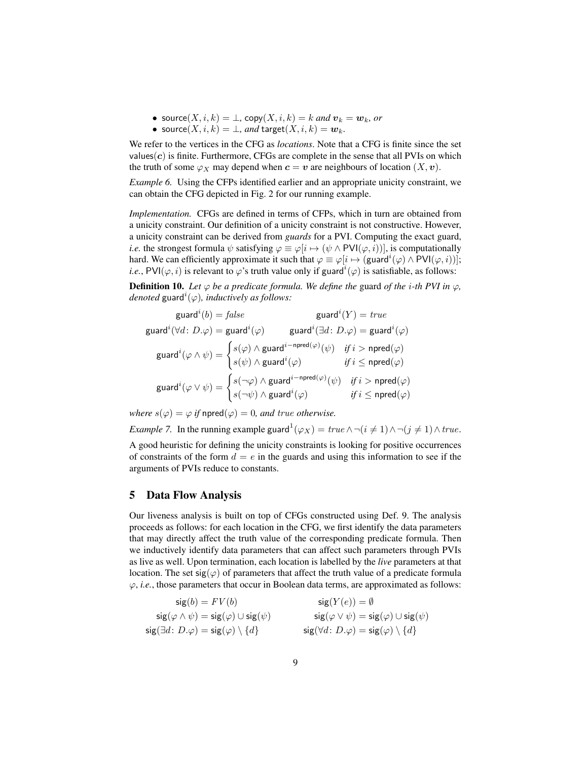- $\mathsf{source}(X, i, k) = \bot$, $\mathsf{copy}(X, i, k) = k$ *and* $\boldsymbol{v}_k = \boldsymbol{w}_k$, *or*
- $\mathsf{source}(X, i, k) = \bot$, *and* $\mathsf{target}(X, i, k) = \boldsymbol{w}_k$.

We refer to the vertices in the CFG as *locations*. Note that a CFG is finite since the set $\mathsf{values}(\boldsymbol{c})$ is finite. Furthermore, CFGs are complete in the sense that all PVIs on which the truth of some $\varphi_X$ may depend when $\boldsymbol{c} = \boldsymbol{v}$ are neighbours of location $(X, \boldsymbol{v})$.

*Example 6.* Using the CFPs identified earlier and an appropriate unicity constraint, we can obtain the CFG depicted in Fig. 2 for our running example.

*Implementation.* CFGs are defined in terms of CFPs, which in turn are obtained from a unicity constraint. Our definition of a unicity constraint is not constructive. However, a unicity constraint can be derived from *guards* for a PVI. Computing the exact guard, *i.e.* the strongest formula $\psi$ satisfying $\varphi \equiv \varphi[i \mapsto (\psi \wedge \mathsf{PVI}(\varphi, i))]$, is computationally hard. We can efficiently approximate it such that $\varphi \equiv \varphi[i \mapsto (\mathsf{guard}^i(\varphi) \wedge \mathsf{PVI}(\varphi, i))]$; *i.e.*, $\mathsf{PVI}(\varphi, i)$ is relevant to $\varphi$'s truth value only if $\mathsf{guard}^i(\varphi)$ is satisfiable, as follows:

**Definition 10.** *Let $\varphi$ be a predicate formula. We define the* guard *of the $i$-th PVI in $\varphi$, denoted $\mathsf{guard}^i(\varphi)$, inductively as follows:*

$$\mathsf{guard}^i(b) = \mathit{false} \qquad \mathsf{guard}^i(Y) = \mathit{true}$$

$$\mathsf{guard}^i(\forall d\colon D.\varphi) = \mathsf{guard}^i(\varphi) \qquad \mathsf{guard}^i(\exists d\colon D.\varphi) = \mathsf{guard}^i(\varphi)$$

$$\mathsf{guard}^i(\varphi \wedge \psi) = \begin{cases} s(\varphi) \wedge \mathsf{guard}^{i-\mathsf{npred}(\varphi)}(\psi) & \text{if } i > \mathsf{npred}(\varphi) \\ s(\psi) \wedge \mathsf{guard}^i(\varphi) & \text{if } i \leq \mathsf{npred}(\varphi) \end{cases}$$

$$\mathsf{guard}^i(\varphi \vee \psi) = \begin{cases} s(\neg\varphi) \wedge \mathsf{guard}^{i-\mathsf{npred}(\varphi)}(\psi) & \text{if } i > \mathsf{npred}(\varphi) \\ s(\neg\psi) \wedge \mathsf{guard}^i(\varphi) & \text{if } i \leq \mathsf{npred}(\varphi) \end{cases}$$

*where $s(\varphi) = \varphi$ if $\mathsf{npred}(\varphi) = 0$, and $\mathit{true}$ otherwise.*

*Example 7.* In the running example $\mathsf{guard}^1(\varphi_X) = \mathit{true} \wedge \neg(i \neq 1) \wedge \neg(j \neq 1) \wedge \mathit{true}$.

A good heuristic for defining the unicity constraints is looking for positive occurrences of constraints of the form $d = e$ in the guards and using this information to see if the arguments of PVIs reduce to constants.

## 5 Data Flow Analysis

Our liveness analysis is built on top of CFGs constructed using Def. 9. The analysis proceeds as follows: for each location in the CFG, we first identify the data parameters that may directly affect the truth value of the corresponding predicate formula. Then we inductively identify data parameters that can affect such parameters through PVIs as live as well. Upon termination, each location is labelled by the *live* parameters at that location. The set $\mathsf{sig}(\varphi)$ of parameters that affect the truth value of a predicate formula $\varphi$, *i.e.*, those parameters that occur in Boolean data terms, are approximated as follows:

$$\mathsf{sig}(b) = FV(b) \qquad \mathsf{sig}(Y(e)) = \emptyset$$

$$\mathsf{sig}(\varphi \wedge \psi) = \mathsf{sig}(\varphi) \cup \mathsf{sig}(\psi) \qquad \mathsf{sig}(\varphi \vee \psi) = \mathsf{sig}(\varphi) \cup \mathsf{sig}(\psi)$$

$$\mathsf{sig}(\exists d\colon D.\varphi) = \mathsf{sig}(\varphi) \setminus \{d\} \qquad \mathsf{sig}(\forall d\colon D.\varphi) = \mathsf{sig}(\varphi) \setminus \{d\}$$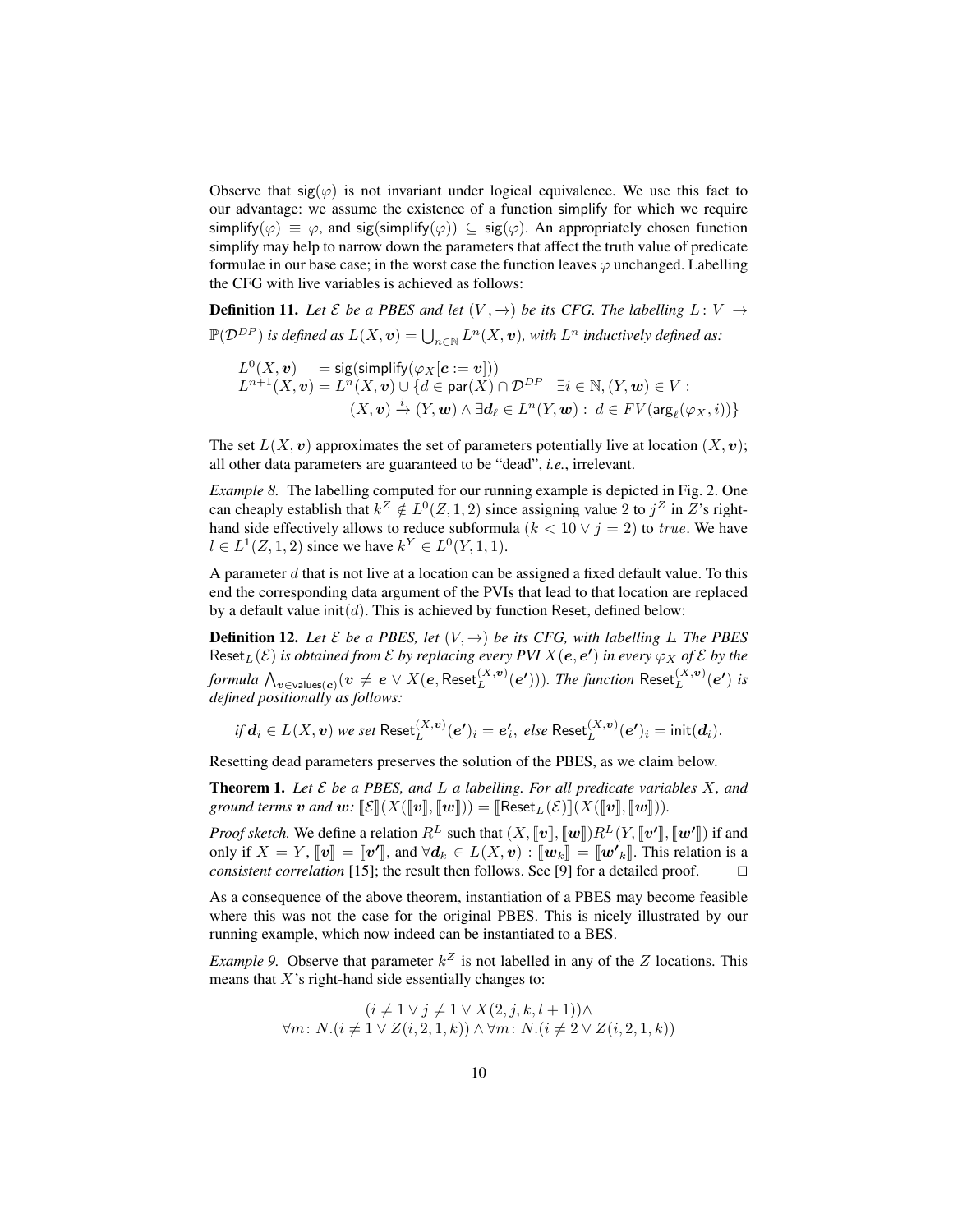Observe that $\mathsf{sig}(\varphi)$ is not invariant under logical equivalence. We use this fact to our advantage: we assume the existence of a function simplify for which we require $\mathsf{simplify}(\varphi) \equiv \varphi$, and $\mathsf{sig}(\mathsf{simplify}(\varphi)) \subseteq \mathsf{sig}(\varphi)$. An appropriately chosen function simplify may help to narrow down the parameters that affect the truth value of predicate formulae in our base case; in the worst case the function leaves $\varphi$ unchanged. Labelling the CFG with live variables is achieved as follows:

**Definition 11.** *Let $\mathcal{E}$ be a PBES and let $(V, \to)$ be its CFG. The labelling $L\colon V \to \mathbb{P}(\mathcal{D}^{DP})$ is defined as $L(X, \boldsymbol{v}) = \bigcup_{n\in\mathbb{N}} L^n(X, \boldsymbol{v})$, with $L^n$ inductively defined as:*

$$
\begin{aligned}
L^0(X, \boldsymbol{v}) \quad &= \mathsf{sig}(\mathsf{simplify}(\varphi_X[\boldsymbol{c} := \boldsymbol{v}])) \\
L^{n+1}(X, \boldsymbol{v}) &= L^n(X, \boldsymbol{v}) \cup \{d \in \mathsf{par}(X) \cap \mathcal{D}^{DP} \mid \exists i \in \mathbb{N}, (Y, \boldsymbol{w}) \in V : \\
&\qquad (X, \boldsymbol{v}) \xrightarrow{i} (Y, \boldsymbol{w}) \wedge \exists \boldsymbol{d}_\ell \in L^n(Y, \boldsymbol{w}) :\ d \in FV(\mathsf{arg}_\ell(\varphi_X, i))\}
\end{aligned}
$$

The set $L(X, \boldsymbol{v})$ approximates the set of parameters potentially live at location $(X, \boldsymbol{v})$; all other data parameters are guaranteed to be "dead", *i.e.*, irrelevant.

*Example 8.* The labelling computed for our running example is depicted in Fig. 2. One can cheaply establish that $k^Z \notin L^0(Z, 1, 2)$ since assigning value 2 to $j^Z$ in $Z$'s right-hand side effectively allows to reduce subformula $(k < 10 \vee j = 2)$ to $true$. We have $l \in L^1(Z, 1, 2)$ since we have $k^Y \in L^0(Y, 1, 1)$.

A parameter $d$ that is not live at a location can be assigned a fixed default value. To this end the corresponding data argument of the PVIs that lead to that location are replaced by a default value $\mathsf{init}(d)$. This is achieved by function Reset, defined below:

**Definition 12.** *Let $\mathcal{E}$ be a PBES, let $(V, \to)$ be its CFG, with labelling $L$. The PBES $\mathsf{Reset}_L(\mathcal{E})$ is obtained from $\mathcal{E}$ by replacing every PVI $X(\boldsymbol{e}, \boldsymbol{e'})$ in every $\varphi_X$ of $\mathcal{E}$ by the formula $\bigwedge_{\boldsymbol{v}\in\mathsf{values}(\boldsymbol{c})}(\boldsymbol{v} \neq \boldsymbol{e} \vee X(\boldsymbol{e}, \mathsf{Reset}_L^{(X,\boldsymbol{v})}(\boldsymbol{e'})))$. The function $\mathsf{Reset}_L^{(X,\boldsymbol{v})}(\boldsymbol{e'})$ is defined positionally as follows:*

$$
\text{if } \boldsymbol{d}_i \in L(X, \boldsymbol{v}) \text{ we set } \mathsf{Reset}_L^{(X,\boldsymbol{v})}(\boldsymbol{e'})_i = \boldsymbol{e'}_i, \text{ else } \mathsf{Reset}_L^{(X,\boldsymbol{v})}(\boldsymbol{e'})_i = \mathsf{init}(\boldsymbol{d}_i).
$$

Resetting dead parameters preserves the solution of the PBES, as we claim below.

**Theorem 1.** *Let $\mathcal{E}$ be a PBES, and $L$ a labelling. For all predicate variables $X$, and ground terms $\boldsymbol{v}$ and $\boldsymbol{w}$: $[\![\mathcal{E}]\!](X([\![\boldsymbol{v}]\!], [\![\boldsymbol{w}]\!])) = [\![\mathsf{Reset}_L(\mathcal{E})]\!](X([\![\boldsymbol{v}]\!], [\![\boldsymbol{w}]\!]))$.*

*Proof sketch.* We define a relation $R^L$ such that $(X, [\![\boldsymbol{v}]\!], [\![\boldsymbol{w}]\!]) R^L (Y, [\![\boldsymbol{v'}]\!], [\![\boldsymbol{w'}]\!])$ if and only if $X = Y$, $[\![\boldsymbol{v}]\!] = [\![\boldsymbol{v'}]\!]$, and $\forall \boldsymbol{d}_k \in L(X, \boldsymbol{v}) : [\![\boldsymbol{w}_k]\!] = [\![\boldsymbol{w'}_k]\!]$. This relation is a *consistent correlation* [15]; the result then follows. See [9] for a detailed proof. $\square$

As a consequence of the above theorem, instantiation of a PBES may become feasible where this was not the case for the original PBES. This is nicely illustrated by our running example, which now indeed can be instantiated to a BES.

*Example 9.* Observe that parameter $k^Z$ is not labelled in any of the $Z$ locations. This means that $X$'s right-hand side essentially changes to:

$$
\begin{gathered}
(i \neq 1 \vee j \neq 1 \vee X(2, j, k, l+1)) \wedge \\
\forall m \colon N. (i \neq 1 \vee Z(i, 2, 1, k)) \wedge \forall m \colon N. (i \neq 2 \vee Z(i, 2, 1, k))
\end{gathered}
$$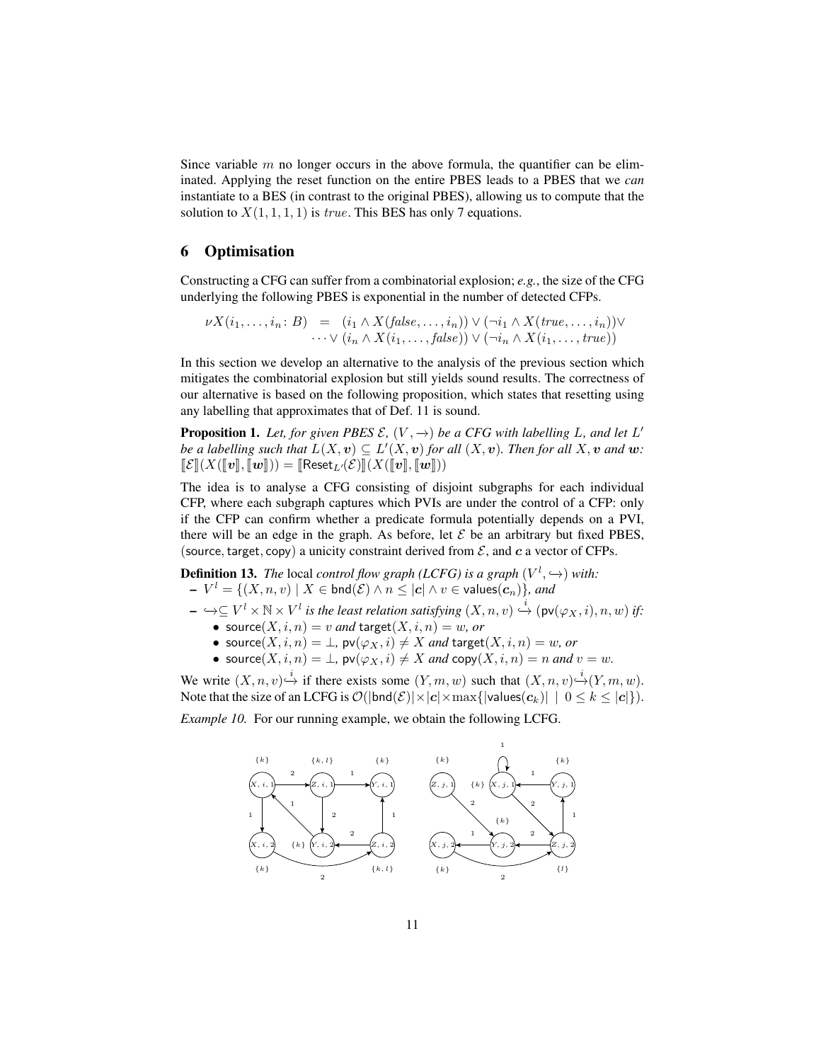Since variable $m$ no longer occurs in the above formula, the quantifier can be eliminated. Applying the reset function on the entire PBES leads to a PBES that we *can* instantiate to a BES (in contrast to the original PBES), allowing us to compute that the solution to $X(1,1,1,1)$ is $true$. This BES has only 7 equations.

## 6 Optimisation

Constructing a CFG can suffer from a combinatorial explosion; *e.g.*, the size of the CFG underlying the following PBES is exponential in the number of detected CFPs.

$$\begin{aligned}\nu X(i_1,\ldots,i_n\colon B) \;=\; & (i_1 \wedge X(\mathit{false},\ldots,i_n)) \vee (\neg i_1 \wedge X(\mathit{true},\ldots,i_n)) \vee \\ & \cdots \vee (i_n \wedge X(i_1,\ldots,\mathit{false})) \vee (\neg i_n \wedge X(i_1,\ldots,\mathit{true}))\end{aligned}$$

In this section we develop an alternative to the analysis of the previous section which mitigates the combinatorial explosion but still yields sound results. The correctness of our alternative is based on the following proposition, which states that resetting using any labelling that approximates that of Def. 11 is sound.

**Proposition 1.** *Let, for given PBES $\mathcal{E}$, $(V,\to)$ be a CFG with labelling $L$, and let $L'$ be a labelling such that $L(X,\boldsymbol{v}) \subseteq L'(X,\boldsymbol{v})$ for all $(X,\boldsymbol{v})$. Then for all $X$, $\boldsymbol{v}$ and $\boldsymbol{w}$: $[\![\mathcal{E}]\!](X([\![\boldsymbol{v}]\!],[\![\boldsymbol{w}]\!])) = [\![\mathsf{Reset}_{L'}(\mathcal{E})]\!](X([\![\boldsymbol{v}]\!],[\![\boldsymbol{w}]\!]))$*

The idea is to analyse a CFG consisting of disjoint subgraphs for each individual CFP, where each subgraph captures which PVIs are under the control of a CFP: only if the CFP can confirm whether a predicate formula potentially depends on a PVI, there will be an edge in the graph. As before, let $\mathcal{E}$ be an arbitrary but fixed PBES, $(\mathsf{source},\mathsf{target},\mathsf{copy})$ a unicity constraint derived from $\mathcal{E}$, and $\boldsymbol{c}$ a vector of CFPs.

**Definition 13.** *The* local *control flow graph (LCFG) is a graph $(V^l,\hookrightarrow)$ with:*

- $V^l = \{(X,n,v) \mid X \in \mathsf{bnd}(\mathcal{E}) \wedge n \le |\boldsymbol{c}| \wedge v \in \mathsf{values}(\boldsymbol{c}_n)\}$*, and*
- $\hookrightarrow \subseteq V^l \times \mathbb{N} \times V^l$ *is the least relation satisfying* $(X,n,v) \overset{i}{\hookrightarrow} (\mathsf{pv}(\varphi_X,i),n,w)$ *if:*
  - $\mathsf{source}(X,i,n) = v$ *and* $\mathsf{target}(X,i,n) = w$*, or*
  - $\mathsf{source}(X,i,n) = \bot$*,* $\mathsf{pv}(\varphi_X,i) \neq X$ *and* $\mathsf{target}(X,i,n) = w$*, or*
  - $\mathsf{source}(X,i,n) = \bot$*,* $\mathsf{pv}(\varphi_X,i) \neq X$ *and* $\mathsf{copy}(X,i,n) = n$ *and* $v = w$*.*

We write $(X,n,v)\overset{i}{\hookrightarrow}$ if there exists some $(Y,m,w)$ such that $(X,n,v)\overset{i}{\hookrightarrow}(Y,m,w)$. Note that the size of an LCFG is $\mathcal{O}(|\mathsf{bnd}(\mathcal{E})| \times |\boldsymbol{c}| \times \max\{|\mathsf{values}(\boldsymbol{c}_k)| \mid 0 \le k \le |\boldsymbol{c}|\})$.

*Example 10.* For our running example, we obtain the following LCFG.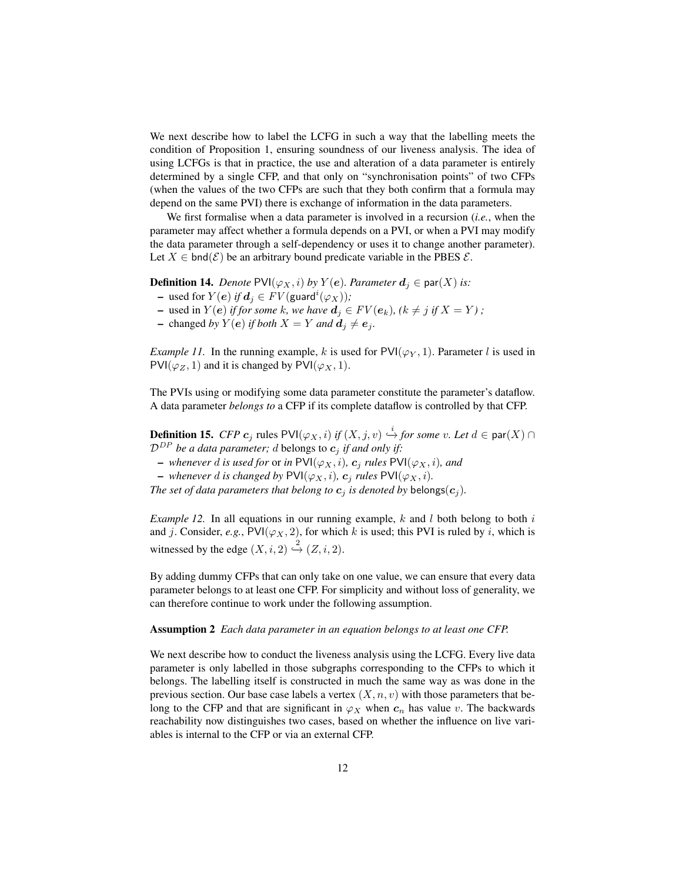We next describe how to label the LCFG in such a way that the labelling meets the condition of Proposition 1, ensuring soundness of our liveness analysis. The idea of using LCFGs is that in practice, the use and alteration of a data parameter is entirely determined by a single CFP, and that only on "synchronisation points" of two CFPs (when the values of the two CFPs are such that they both confirm that a formula may depend on the same PVI) there is exchange of information in the data parameters.

We first formalise when a data parameter is involved in a recursion (*i.e.*, when the parameter may affect whether a formula depends on a PVI, or when a PVI may modify the data parameter through a self-dependency or uses it to change another parameter). Let $X \in \mathsf{bnd}(\mathcal{E})$ be an arbitrary bound predicate variable in the PBES $\mathcal{E}$.

**Definition 14.** *Denote* $\mathsf{PVI}(\varphi_X, i)$ *by* $Y(\boldsymbol{e})$. *Parameter* $\boldsymbol{d}_j \in \mathsf{par}(X)$ *is:*

- used for $Y(\boldsymbol{e})$ *if* $\boldsymbol{d}_j \in FV(\mathsf{guard}^i(\varphi_X))$*;*
- used in $Y(\boldsymbol{e})$ *if for some* $k$*, we have* $\boldsymbol{d}_j \in FV(\boldsymbol{e}_k)$*, (*$k \neq j$ *if* $X = Y$*);*
- changed *by* $Y(\boldsymbol{e})$ *if both* $X = Y$ *and* $\boldsymbol{d}_j \neq \boldsymbol{e}_j$.

*Example 11.* In the running example, $k$ is used for $\mathsf{PVI}(\varphi_Y, 1)$. Parameter $l$ is used in $\mathsf{PVI}(\varphi_Z, 1)$ and it is changed by $\mathsf{PVI}(\varphi_X, 1)$.

The PVIs using or modifying some data parameter constitute the parameter's dataflow. A data parameter *belongs to* a CFP if its complete dataflow is controlled by that CFP.

**Definition 15.** *CFP* $\boldsymbol{c}_j$ rules $\mathsf{PVI}(\varphi_X, i)$ *if* $(X, j, v) \overset{i}{\hookrightarrow}$ *for some* $v$. *Let* $d \in \mathsf{par}(X) \cap \mathcal{D}^{DP}$ *be a data parameter;* $d$ belongs to $\boldsymbol{c}_j$ *if and only if:*

- *whenever* $d$ *is used for* or *in* $\mathsf{PVI}(\varphi_X, i)$*,* $\boldsymbol{c}_j$ *rules* $\mathsf{PVI}(\varphi_X, i)$*, and*
- *whenever* $d$ *is changed by* $\mathsf{PVI}(\varphi_X, i)$*,* $\boldsymbol{c}_j$ *rules* $\mathsf{PVI}(\varphi_X, i)$*.*

*The set of data parameters that belong to* $\boldsymbol{c}_j$ *is denoted by* $\mathsf{belongs}(\boldsymbol{c}_j)$.

*Example 12.* In all equations in our running example, $k$ and $l$ both belong to both $i$ and $j$. Consider, *e.g.*, $\mathsf{PVI}(\varphi_X, 2)$, for which $k$ is used; this PVI is ruled by $i$, which is witnessed by the edge $(X, i, 2) \overset{2}{\hookrightarrow} (Z, i, 2)$.

By adding dummy CFPs that can only take on one value, we can ensure that every data parameter belongs to at least one CFP. For simplicity and without loss of generality, we can therefore continue to work under the following assumption.

**Assumption 2** *Each data parameter in an equation belongs to at least one CFP.*

We next describe how to conduct the liveness analysis using the LCFG. Every live data parameter is only labelled in those subgraphs corresponding to the CFPs to which it belongs. The labelling itself is constructed in much the same way as was done in the previous section. Our base case labels a vertex $(X, n, v)$ with those parameters that belong to the CFP and that are significant in $\varphi_X$ when $\boldsymbol{c}_n$ has value $v$. The backwards reachability now distinguishes two cases, based on whether the influence on live variables is internal to the CFP or via an external CFP.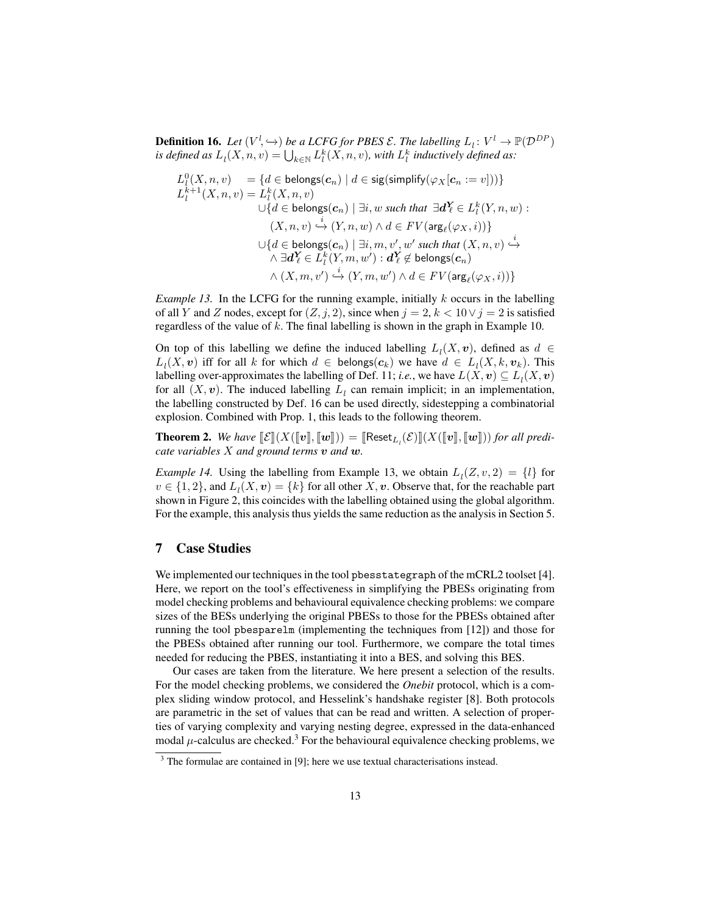**Definition 16.** *Let $(V^l, \hookrightarrow)$ be a LCFG for PBES $\mathcal{E}$. The labelling $L_l \colon V^l \to \mathbb{P}(\mathcal{D}^{DP})$ is defined as $L_l(X, n, v) = \bigcup_{k \in \mathbb{N}} L_l^k(X, n, v)$, with $L_l^k$ inductively defined as:*

$$
\begin{aligned}
L_l^0(X, n, v) \quad &= \{d \in \mathsf{belongs}(\boldsymbol{c}_n) \mid d \in \mathsf{sig}(\mathsf{simplify}(\varphi_X[\boldsymbol{c}_n := v]))\} \\
L_l^{k+1}(X, n, v) &= L_l^k(X, n, v) \\
&\quad \cup \{d \in \mathsf{belongs}(\boldsymbol{c}_n) \mid \exists i, w \text{ such that } \exists \boldsymbol{d}_\ell^{\boldsymbol{Y}} \in L_l^k(Y, n, w) : \\
&\qquad (X, n, v) \overset{i}{\hookrightarrow} (Y, n, w) \land d \in FV(\mathsf{arg}_\ell(\varphi_X, i))\} \\
&\quad \cup \{d \in \mathsf{belongs}(\boldsymbol{c}_n) \mid \exists i, m, v', w' \text{ such that } (X, n, v) \overset{i}{\hookrightarrow} \\
&\qquad \land \exists \boldsymbol{d}_\ell^{\boldsymbol{Y}} \in L_l^k(Y, m, w') : \boldsymbol{d}_\ell^{\boldsymbol{Y}} \notin \mathsf{belongs}(\boldsymbol{c}_n) \\
&\qquad \land (X, m, v') \overset{i}{\hookrightarrow} (Y, m, w') \land d \in FV(\mathsf{arg}_\ell(\varphi_X, i))\}
\end{aligned}
$$

*Example 13.* In the LCFG for the running example, initially $k$ occurs in the labelling of all $Y$ and $Z$ nodes, except for $(Z, j, 2)$, since when $j = 2$, $k < 10 \lor j = 2$ is satisfied regardless of the value of $k$. The final labelling is shown in the graph in Example 10.

On top of this labelling we define the induced labelling $L_l(X, \boldsymbol{v})$, defined as $d \in L_l(X, \boldsymbol{v})$ iff for all $k$ for which $d \in \mathsf{belongs}(\boldsymbol{c}_k)$ we have $d \in L_l(X, k, \boldsymbol{v}_k)$. This labelling over-approximates the labelling of Def. 11; *i.e.*, we have $L(X, \boldsymbol{v}) \subseteq L_l(X, \boldsymbol{v})$ for all $(X, \boldsymbol{v})$. The induced labelling $L_l$ can remain implicit; in an implementation, the labelling constructed by Def. 16 can be used directly, sidestepping a combinatorial explosion. Combined with Prop. 1, this leads to the following theorem.

**Theorem 2.** *We have $[\![\mathcal{E}]\!](X([\![\boldsymbol{v}]\!], [\![\boldsymbol{w}]\!])) = [\![\mathsf{Reset}_{L_l}(\mathcal{E})]\!](X([\![\boldsymbol{v}]\!], [\![\boldsymbol{w}]\!]))$ for all predicate variables $X$ and ground terms $\boldsymbol{v}$ and $\boldsymbol{w}$.*

*Example 14.* Using the labelling from Example 13, we obtain $L_l(Z, v, 2) = \{l\}$ for $v \in \{1, 2\}$, and $L_l(X, \boldsymbol{v}) = \{k\}$ for all other $X, \boldsymbol{v}$. Observe that, for the reachable part shown in Figure 2, this coincides with the labelling obtained using the global algorithm. For the example, this analysis thus yields the same reduction as the analysis in Section 5.

## 7 Case Studies

We implemented our techniques in the tool `pbesstategraph` of the mCRL2 toolset [4]. Here, we report on the tool's effectiveness in simplifying the PBESs originating from model checking problems and behavioural equivalence checking problems: we compare sizes of the BESs underlying the original PBESs to those for the PBESs obtained after running the tool `pbesparelm` (implementing the techniques from [12]) and those for the PBESs obtained after running our tool. Furthermore, we compare the total times needed for reducing the PBES, instantiating it into a BES, and solving this BES.

Our cases are taken from the literature. We here present a selection of the results. For the model checking problems, we considered the *Onebit* protocol, which is a complex sliding window protocol, and Hesselink's handshake register [8]. Both protocols are parametric in the set of values that can be read and written. A selection of properties of varying complexity and varying nesting degree, expressed in the data-enhanced modal $\mu$-calculus are checked.[3] For the behavioural equivalence checking problems, we

[3] The formulae are contained in [9]; here we use textual characterisations instead.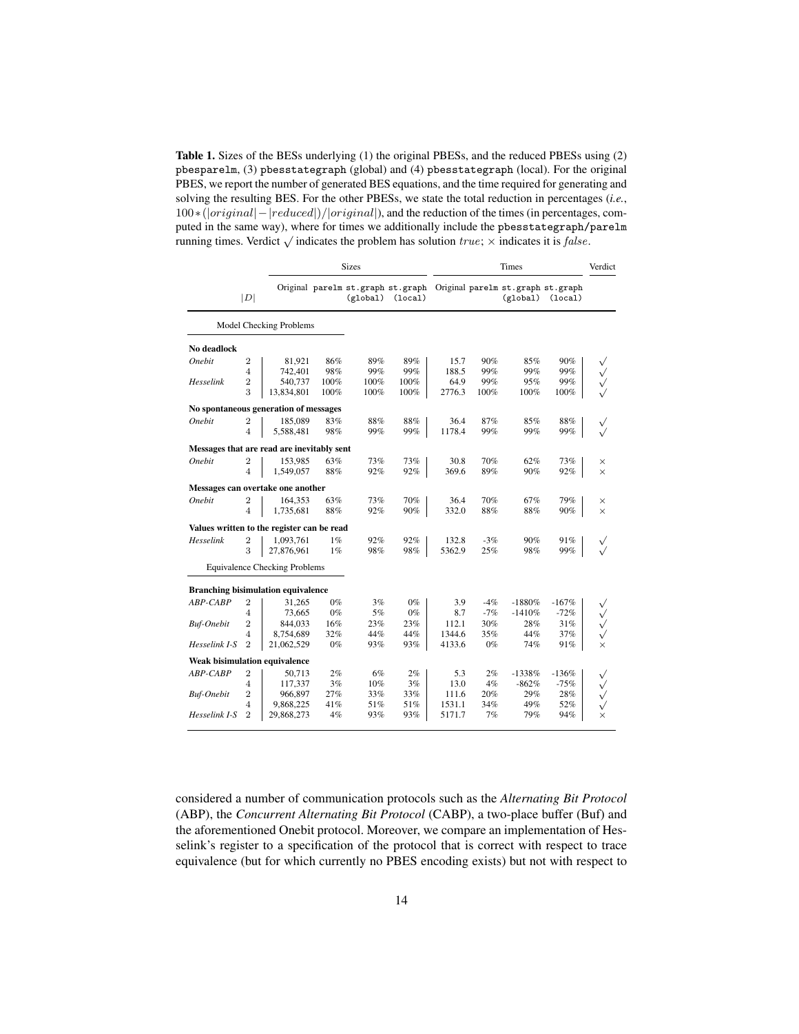**Table 1.** Sizes of the BESs underlying (1) the original PBESs, and the reduced PBESs using (2) `pbesparelm`, (3) `pbesstategraph` (global) and (4) `pbesstategraph` (local). For the original PBES, we report the number of generated BES equations, and the time required for generating and solving the resulting BES. For the other PBESs, we state the total reduction in percentages (*i.e.*, $100*(|original| - |reduced|)/|original|$), and the reduction of the times (in percentages, computed in the same way), where for times we additionally include the `pbesstategraph/parelm` running times. Verdict $\surd$ indicates the problem has solution $true$; $\times$ indicates it is $false$.

| | $\|D\|$ | Sizes | | | | Times | | | | Verdict |
|---|---|---|---|---|---|---|---|---|---|---|
| | | Original | parelm | st.graph (global) | st.graph (local) | Original | parelm | st.graph (global) | st.graph (local) | |
| **Model Checking Problems** | | | | | | | | | | |
| **No deadlock** | | | | | | | | | | |
| *Onebit* | 2 | 81,921 | 86% | 89% | 89% | 15.7 | 90% | 85% | 90% | $\surd$ |
| | 4 | 742,401 | 98% | 99% | 99% | 188.5 | 99% | 99% | 99% | $\surd$ |
| *Hesselink* | 2 | 540,737 | 100% | 100% | 100% | 64.9 | 99% | 95% | 99% | $\surd$ |
| | 3 | 13,834,801 | 100% | 100% | 100% | 2776.3 | 100% | 100% | 100% | $\surd$ |
| **No spontaneous generation of messages** | | | | | | | | | | |
| *Onebit* | 2 | 185,089 | 83% | 88% | 88% | 36.4 | 87% | 85% | 88% | $\surd$ |
| | 4 | 5,588,481 | 98% | 99% | 99% | 1178.4 | 99% | 99% | 99% | $\surd$ |
| **Messages that are read are inevitably sent** | | | | | | | | | | |
| *Onebit* | 2 | 153,985 | 63% | 73% | 73% | 30.8 | 70% | 62% | 73% | $\times$ |
| | 4 | 1,549,057 | 88% | 92% | 92% | 369.6 | 89% | 90% | 92% | $\times$ |
| **Messages can overtake one another** | | | | | | | | | | |
| *Onebit* | 2 | 164,353 | 63% | 73% | 70% | 36.4 | 70% | 67% | 79% | $\times$ |
| | 4 | 1,735,681 | 88% | 92% | 90% | 332.0 | 88% | 88% | 90% | $\times$ |
| **Values written to the register can be read** | | | | | | | | | | |
| *Hesselink* | 2 | 1,093,761 | 1% | 92% | 92% | 132.8 | -3% | 90% | 91% | $\surd$ |
| | 3 | 27,876,961 | 1% | 98% | 98% | 5362.9 | 25% | 98% | 99% | $\surd$ |
| **Equivalence Checking Problems** | | | | | | | | | | |
| **Branching bisimulation equivalence** | | | | | | | | | | |
| *ABP-CABP* | 2 | 31,265 | 0% | 3% | 0% | 3.9 | -4% | -1880% | -167% | $\surd$ |
| | 4 | 73,665 | 0% | 5% | 0% | 8.7 | -7% | -1410% | -72% | $\surd$ |
| *Buf-Onebit* | 2 | 844,033 | 16% | 23% | 23% | 112.1 | 30% | 28% | 31% | $\surd$ |
| | 4 | 8,754,689 | 32% | 44% | 44% | 1344.6 | 35% | 44% | 37% | $\surd$ |
| *Hesselink I-S* | 2 | 21,062,529 | 0% | 93% | 93% | 4133.6 | 0% | 74% | 91% | $\times$ |
| **Weak bisimulation equivalence** | | | | | | | | | | |
| *ABP-CABP* | 2 | 50,713 | 2% | 6% | 2% | 5.3 | 2% | -1338% | -136% | $\surd$ |
| | 4 | 117,337 | 3% | 10% | 3% | 13.0 | 4% | -862% | -75% | $\surd$ |
| *Buf-Onebit* | 2 | 966,897 | 27% | 33% | 33% | 111.6 | 20% | 29% | 28% | $\surd$ |
| | 4 | 9,868,225 | 41% | 51% | 51% | 1531.1 | 34% | 49% | 52% | $\surd$ |
| *Hesselink I-S* | 2 | 29,868,273 | 4% | 93% | 93% | 5171.7 | 7% | 79% | 94% | $\times$ |

considered a number of communication protocols such as the *Alternating Bit Protocol* (ABP), the *Concurrent Alternating Bit Protocol* (CABP), a two-place buffer (Buf) and the aforementioned Onebit protocol. Moreover, we compare an implementation of Hesselink's register to a specification of the protocol that is correct with respect to trace equivalence (but for which currently no PBES encoding exists) but not with respect to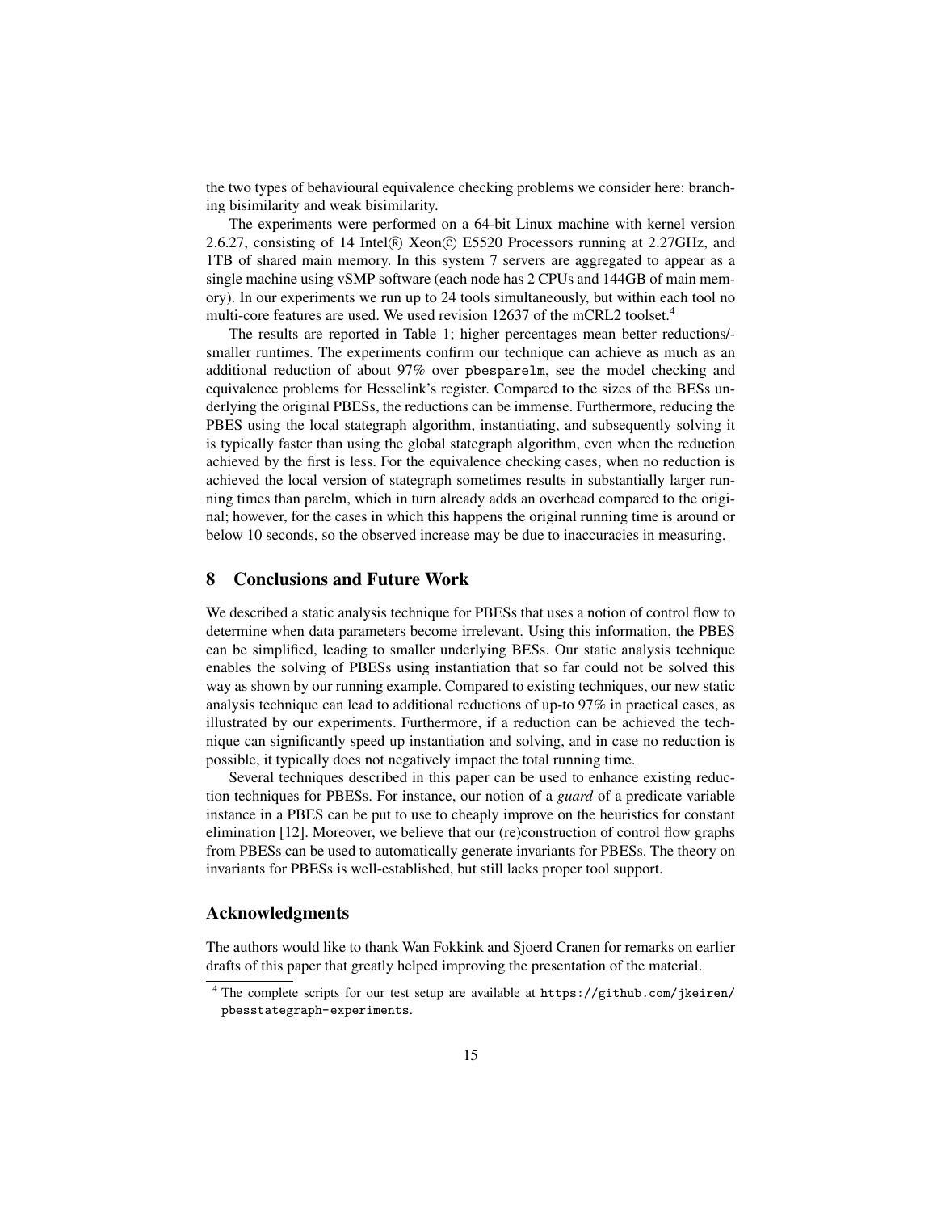the two types of behavioural equivalence checking problems we consider here: branching bisimilarity and weak bisimilarity.

The experiments were performed on a 64-bit Linux machine with kernel version 2.6.27, consisting of 14 Intel® Xeon© E5520 Processors running at 2.27GHz, and 1TB of shared main memory. In this system 7 servers are aggregated to appear as a single machine using vSMP software (each node has 2 CPUs and 144GB of main memory). In our experiments we run up to 24 tools simultaneously, but within each tool no multi-core features are used. We used revision 12637 of the mCRL2 toolset.[4]

The results are reported in Table 1; higher percentages mean better reductions/-smaller runtimes. The experiments confirm our technique can achieve as much as an additional reduction of about 97% over `pbesparelm`, see the model checking and equivalence problems for Hesselink's register. Compared to the sizes of the BESs underlying the original PBESs, the reductions can be immense. Furthermore, reducing the PBES using the local stategraph algorithm, instantiating, and subsequently solving it is typically faster than using the global stategraph algorithm, even when the reduction achieved by the first is less. For the equivalence checking cases, when no reduction is achieved the local version of stategraph sometimes results in substantially larger running times than parelm, which in turn already adds an overhead compared to the original; however, for the cases in which this happens the original running time is around or below 10 seconds, so the observed increase may be due to inaccuracies in measuring.

## 8 Conclusions and Future Work

We described a static analysis technique for PBESs that uses a notion of control flow to determine when data parameters become irrelevant. Using this information, the PBES can be simplified, leading to smaller underlying BESs. Our static analysis technique enables the solving of PBESs using instantiation that so far could not be solved this way as shown by our running example. Compared to existing techniques, our new static analysis technique can lead to additional reductions of up-to 97% in practical cases, as illustrated by our experiments. Furthermore, if a reduction can be achieved the technique can significantly speed up instantiation and solving, and in case no reduction is possible, it typically does not negatively impact the total running time.

Several techniques described in this paper can be used to enhance existing reduction techniques for PBESs. For instance, our notion of a *guard* of a predicate variable instance in a PBES can be put to use to cheaply improve on the heuristics for constant elimination [12]. Moreover, we believe that our (re)construction of control flow graphs from PBESs can be used to automatically generate invariants for PBESs. The theory on invariants for PBESs is well-established, but still lacks proper tool support.

## Acknowledgments

The authors would like to thank Wan Fokkink and Sjoerd Cranen for remarks on earlier drafts of this paper that greatly helped improving the presentation of the material.

[4] The complete scripts for our test setup are available at `https://github.com/jkeiren/pbesstategraph-experiments`.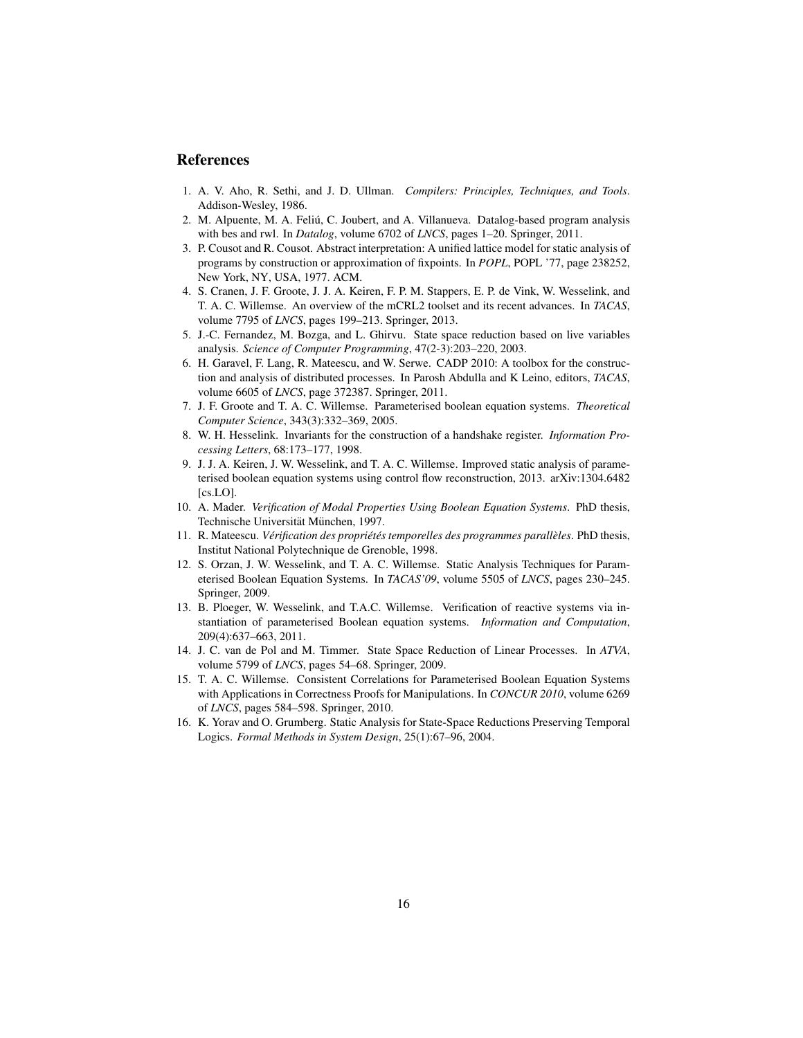## References

1. A. V. Aho, R. Sethi, and J. D. Ullman. *Compilers: Principles, Techniques, and Tools*. Addison-Wesley, 1986.
2. M. Alpuente, M. A. Feliú, C. Joubert, and A. Villanueva. Datalog-based program analysis with bes and rwl. In *Datalog*, volume 6702 of *LNCS*, pages 1–20. Springer, 2011.
3. P. Cousot and R. Cousot. Abstract interpretation: A unified lattice model for static analysis of programs by construction or approximation of fixpoints. In *POPL*, POPL '77, page 238252, New York, NY, USA, 1977. ACM.
4. S. Cranen, J. F. Groote, J. J. A. Keiren, F. P. M. Stappers, E. P. de Vink, W. Wesselink, and T. A. C. Willemse. An overview of the mCRL2 toolset and its recent advances. In *TACAS*, volume 7795 of *LNCS*, pages 199–213. Springer, 2013.
5. J.-C. Fernandez, M. Bozga, and L. Ghirvu. State space reduction based on live variables analysis. *Science of Computer Programming*, 47(2-3):203–220, 2003.
6. H. Garavel, F. Lang, R. Mateescu, and W. Serwe. CADP 2010: A toolbox for the construction and analysis of distributed processes. In Parosh Abdulla and K Leino, editors, *TACAS*, volume 6605 of *LNCS*, page 372387. Springer, 2011.
7. J. F. Groote and T. A. C. Willemse. Parameterised boolean equation systems. *Theoretical Computer Science*, 343(3):332–369, 2005.
8. W. H. Hesselink. Invariants for the construction of a handshake register. *Information Processing Letters*, 68:173–177, 1998.
9. J. J. A. Keiren, J. W. Wesselink, and T. A. C. Willemse. Improved static analysis of parameterised boolean equation systems using control flow reconstruction, 2013. arXiv:1304.6482 [cs.LO].
10. A. Mader. *Verification of Modal Properties Using Boolean Equation Systems*. PhD thesis, Technische Universität München, 1997.
11. R. Mateescu. *Vérification des propriétés temporelles des programmes parallèles*. PhD thesis, Institut National Polytechnique de Grenoble, 1998.
12. S. Orzan, J. W. Wesselink, and T. A. C. Willemse. Static Analysis Techniques for Parameterised Boolean Equation Systems. In *TACAS'09*, volume 5505 of *LNCS*, pages 230–245. Springer, 2009.
13. B. Ploeger, W. Wesselink, and T.A.C. Willemse. Verification of reactive systems via instantiation of parameterised Boolean equation systems. *Information and Computation*, 209(4):637–663, 2011.
14. J. C. van de Pol and M. Timmer. State Space Reduction of Linear Processes. In *ATVA*, volume 5799 of *LNCS*, pages 54–68. Springer, 2009.
15. T. A. C. Willemse. Consistent Correlations for Parameterised Boolean Equation Systems with Applications in Correctness Proofs for Manipulations. In *CONCUR 2010*, volume 6269 of *LNCS*, pages 584–598. Springer, 2010.
16. K. Yorav and O. Grumberg. Static Analysis for State-Space Reductions Preserving Temporal Logics. *Formal Methods in System Design*, 25(1):67–96, 2004.